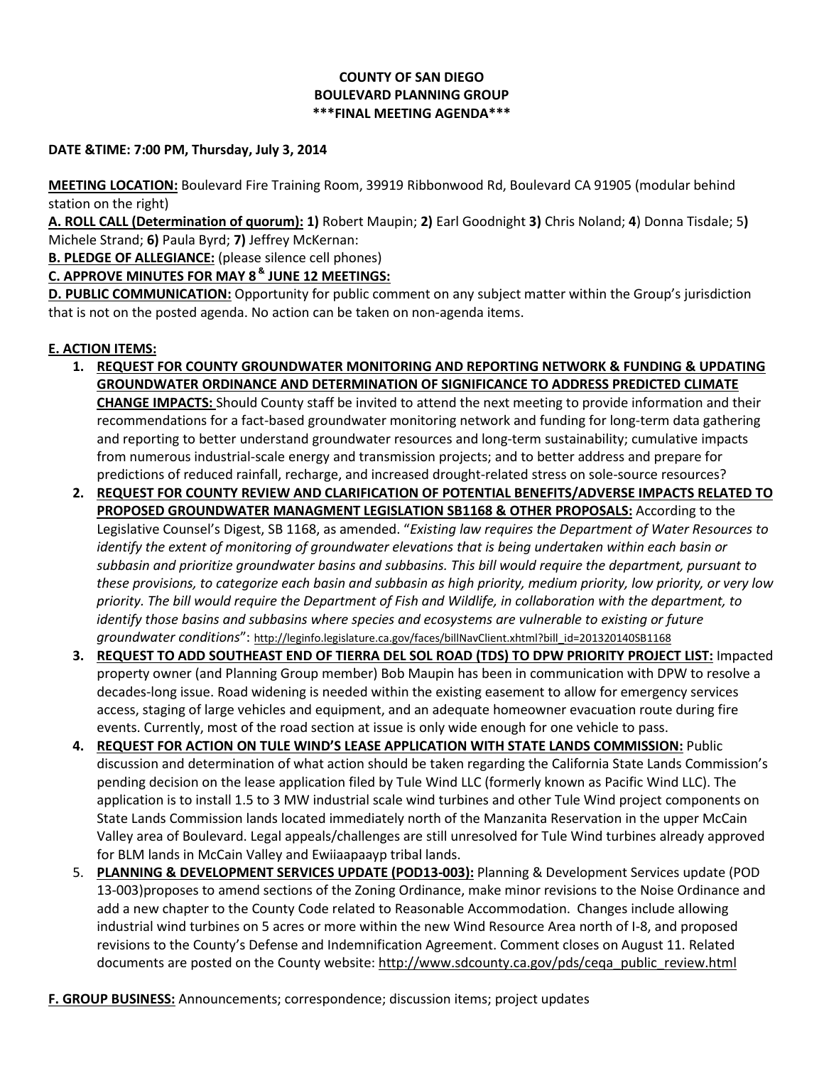**COUNTY OF SAN DIEGO**
**BOULEVARD PLANNING GROUP**
**\*\*\*FINAL MEETING AGENDA\*\*\***

**DATE &TIME: 7:00 PM, Thursday, July 3, 2014**

**MEETING LOCATION:** Boulevard Fire Training Room, 39919 Ribbonwood Rd, Boulevard CA 91905 (modular behind station on the right)

**A. ROLL CALL (Determination of quorum): 1)** Robert Maupin; **2)** Earl Goodnight **3)** Chris Noland; **4**) Donna Tisdale; 5**)** Michele Strand; **6)** Paula Byrd; **7)** Jeffrey McKernan:

**B. PLEDGE OF ALLEGIANCE:** (please silence cell phones)

**C. APPROVE MINUTES FOR MAY 8 & JUNE 12 MEETINGS:**

**D. PUBLIC COMMUNICATION:** Opportunity for public comment on any subject matter within the Group's jurisdiction that is not on the posted agenda. No action can be taken on non-agenda items.

**E. ACTION ITEMS:**

1. **REQUEST FOR COUNTY GROUNDWATER MONITORING AND REPORTING NETWORK & FUNDING & UPDATING GROUNDWATER ORDINANCE AND DETERMINATION OF SIGNIFICANCE TO ADDRESS PREDICTED CLIMATE CHANGE IMPACTS:** Should County staff be invited to attend the next meeting to provide information and their recommendations for a fact-based groundwater monitoring network and funding for long-term data gathering and reporting to better understand groundwater resources and long-term sustainability; cumulative impacts from numerous industrial-scale energy and transmission projects; and to better address and prepare for predictions of reduced rainfall, recharge, and increased drought-related stress on sole-source resources?
2. **REQUEST FOR COUNTY REVIEW AND CLARIFICATION OF POTENTIAL BENEFITS/ADVERSE IMPACTS RELATED TO PROPOSED GROUNDWATER MANAGMENT LEGISLATION SB1168 & OTHER PROPOSALS:** According to the Legislative Counsel's Digest, SB 1168, as amended. "*Existing law requires the Department of Water Resources to identify the extent of monitoring of groundwater elevations that is being undertaken within each basin or subbasin and prioritize groundwater basins and subbasins. This bill would require the department, pursuant to these provisions, to categorize each basin and subbasin as high priority, medium priority, low priority, or very low priority. The bill would require the Department of Fish and Wildlife, in collaboration with the department, to identify those basins and subbasins where species and ecosystems are vulnerable to existing or future groundwater conditions*": http://leginfo.legislature.ca.gov/faces/billNavClient.xhtml?bill_id=201320140SB1168
3. **REQUEST TO ADD SOUTHEAST END OF TIERRA DEL SOL ROAD (TDS) TO DPW PRIORITY PROJECT LIST:** Impacted property owner (and Planning Group member) Bob Maupin has been in communication with DPW to resolve a decades-long issue. Road widening is needed within the existing easement to allow for emergency services access, staging of large vehicles and equipment, and an adequate homeowner evacuation route during fire events. Currently, most of the road section at issue is only wide enough for one vehicle to pass.
4. **REQUEST FOR ACTION ON TULE WIND'S LEASE APPLICATION WITH STATE LANDS COMMISSION:** Public discussion and determination of what action should be taken regarding the California State Lands Commission's pending decision on the lease application filed by Tule Wind LLC (formerly known as Pacific Wind LLC). The application is to install 1.5 to 3 MW industrial scale wind turbines and other Tule Wind project components on State Lands Commission lands located immediately north of the Manzanita Reservation in the upper McCain Valley area of Boulevard. Legal appeals/challenges are still unresolved for Tule Wind turbines already approved for BLM lands in McCain Valley and Ewiiaapaayp tribal lands.
5. **PLANNING & DEVELOPMENT SERVICES UPDATE (POD13-003):** Planning & Development Services update (POD 13-003)proposes to amend sections of the Zoning Ordinance, make minor revisions to the Noise Ordinance and add a new chapter to the County Code related to Reasonable Accommodation. Changes include allowing industrial wind turbines on 5 acres or more within the new Wind Resource Area north of I-8, and proposed revisions to the County's Defense and Indemnification Agreement. Comment closes on August 11. Related documents are posted on the County website: http://www.sdcounty.ca.gov/pds/ceqa_public_review.html

**F. GROUP BUSINESS:** Announcements; correspondence; discussion items; project updates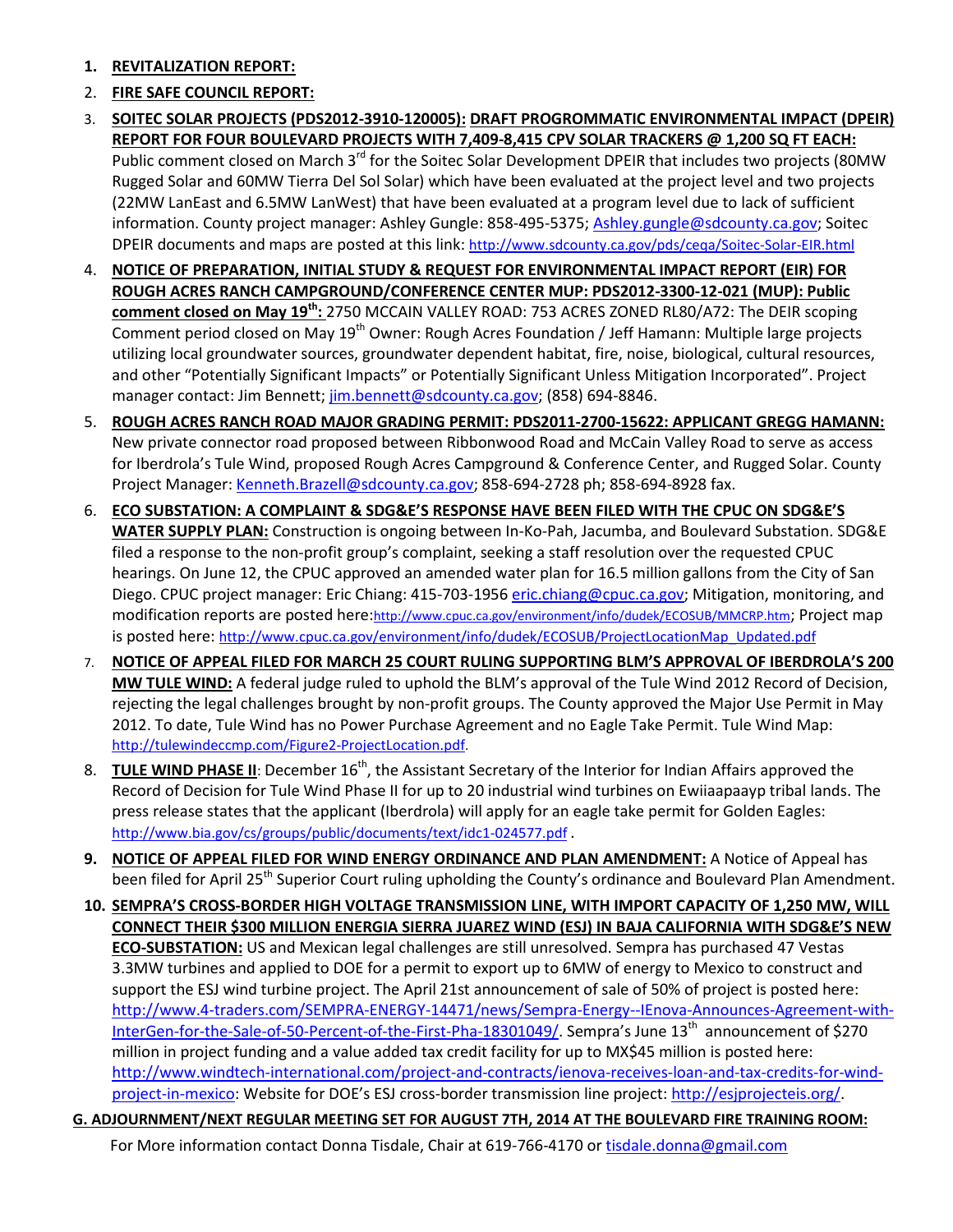1. **REVITALIZATION REPORT:**
2. **FIRE SAFE COUNCIL REPORT:**
3. **SOITEC SOLAR PROJECTS (PDS2012-3910-120005): DRAFT PROGROMMATIC ENVIRONMENTAL IMPACT (DPEIR) REPORT FOR FOUR BOULEVARD PROJECTS WITH 7,409-8,415 CPV SOLAR TRACKERS @ 1,200 SQ FT EACH:** Public comment closed on March 3rd for the Soitec Solar Development DPEIR that includes two projects (80MW Rugged Solar and 60MW Tierra Del Sol Solar) which have been evaluated at the project level and two projects (22MW LanEast and 6.5MW LanWest) that have been evaluated at a program level due to lack of sufficient information. County project manager: Ashley Gungle: 858-495-5375; Ashley.gungle@sdcounty.ca.gov; Soitec DPEIR documents and maps are posted at this link: http://www.sdcounty.ca.gov/pds/ceqa/Soitec-Solar-EIR.html
4. **NOTICE OF PREPARATION, INITIAL STUDY & REQUEST FOR ENVIRONMENTAL IMPACT REPORT (EIR) FOR ROUGH ACRES RANCH CAMPGROUND/CONFERENCE CENTER MUP: PDS2012-3300-12-021 (MUP): Public comment closed on May 19th:** 2750 MCCAIN VALLEY ROAD: 753 ACRES ZONED RL80/A72: The DEIR scoping Comment period closed on May 19th Owner: Rough Acres Foundation / Jeff Hamann: Multiple large projects utilizing local groundwater sources, groundwater dependent habitat, fire, noise, biological, cultural resources, and other "Potentially Significant Impacts" or Potentially Significant Unless Mitigation Incorporated". Project manager contact: Jim Bennett; jim.bennett@sdcounty.ca.gov; (858) 694-8846.
5. **ROUGH ACRES RANCH ROAD MAJOR GRADING PERMIT: PDS2011-2700-15622: APPLICANT GREGG HAMANN:** New private connector road proposed between Ribbonwood Road and McCain Valley Road to serve as access for Iberdrola's Tule Wind, proposed Rough Acres Campground & Conference Center, and Rugged Solar. County Project Manager: Kenneth.Brazell@sdcounty.ca.gov; 858-694-2728 ph; 858-694-8928 fax.
6. **ECO SUBSTATION: A COMPLAINT & SDG&E'S RESPONSE HAVE BEEN FILED WITH THE CPUC ON SDG&E'S WATER SUPPLY PLAN:** Construction is ongoing between In-Ko-Pah, Jacumba, and Boulevard Substation. SDG&E filed a response to the non-profit group's complaint, seeking a staff resolution over the requested CPUC hearings. On June 12, the CPUC approved an amended water plan for 16.5 million gallons from the City of San Diego. CPUC project manager: Eric Chiang: 415-703-1956 eric.chiang@cpuc.ca.gov; Mitigation, monitoring, and modification reports are posted here: http://www.cpuc.ca.gov/environment/info/dudek/ECOSUB/MMCRP.htm; Project map is posted here: http://www.cpuc.ca.gov/environment/info/dudek/ECOSUB/ProjectLocationMap_Updated.pdf
7. **NOTICE OF APPEAL FILED FOR MARCH 25 COURT RULING SUPPORTING BLM'S APPROVAL OF IBERDROLA'S 200 MW TULE WIND:** A federal judge ruled to uphold the BLM's approval of the Tule Wind 2012 Record of Decision, rejecting the legal challenges brought by non-profit groups. The County approved the Major Use Permit in May 2012. To date, Tule Wind has no Power Purchase Agreement and no Eagle Take Permit. Tule Wind Map: http://tulewindeccmp.com/Figure2-ProjectLocation.pdf.
8. **TULE WIND PHASE II**: December 16th, the Assistant Secretary of the Interior for Indian Affairs approved the Record of Decision for Tule Wind Phase II for up to 20 industrial wind turbines on Ewiiaapaayp tribal lands. The press release states that the applicant (Iberdrola) will apply for an eagle take permit for Golden Eagles: http://www.bia.gov/cs/groups/public/documents/text/idc1-024577.pdf .
9. **NOTICE OF APPEAL FILED FOR WIND ENERGY ORDINANCE AND PLAN AMENDMENT:** A Notice of Appeal has been filed for April 25th Superior Court ruling upholding the County's ordinance and Boulevard Plan Amendment.
10. **SEMPRA'S CROSS-BORDER HIGH VOLTAGE TRANSMISSION LINE, WITH IMPORT CAPACITY OF 1,250 MW, WILL CONNECT THEIR $300 MILLION ENERGIA SIERRA JUAREZ WIND (ESJ) IN BAJA CALIFORNIA WITH SDG&E'S NEW ECO-SUBSTATION:** US and Mexican legal challenges are still unresolved. Sempra has purchased 47 Vestas 3.3MW turbines and applied to DOE for a permit to export up to 6MW of energy to Mexico to construct and support the ESJ wind turbine project. The April 21st announcement of sale of 50% of project is posted here: http://www.4-traders.com/SEMPRA-ENERGY-14471/news/Sempra-Energy--IEnova-Announces-Agreement-with-InterGen-for-the-Sale-of-50-Percent-of-the-First-Pha-18301049/. Sempra's June 13th announcement of $270 million in project funding and a value added tax credit facility for up to MX$45 million is posted here: http://www.windtech-international.com/project-and-contracts/ienova-receives-loan-and-tax-credits-for-wind-project-in-mexico: Website for DOE's ESJ cross-border transmission line project: http://esjprojecteis.org/.

**G. ADJOURNMENT/NEXT REGULAR MEETING SET FOR AUGUST 7TH, 2014 AT THE BOULEVARD FIRE TRAINING ROOM:**

For More information contact Donna Tisdale, Chair at 619-766-4170 or tisdale.donna@gmail.com